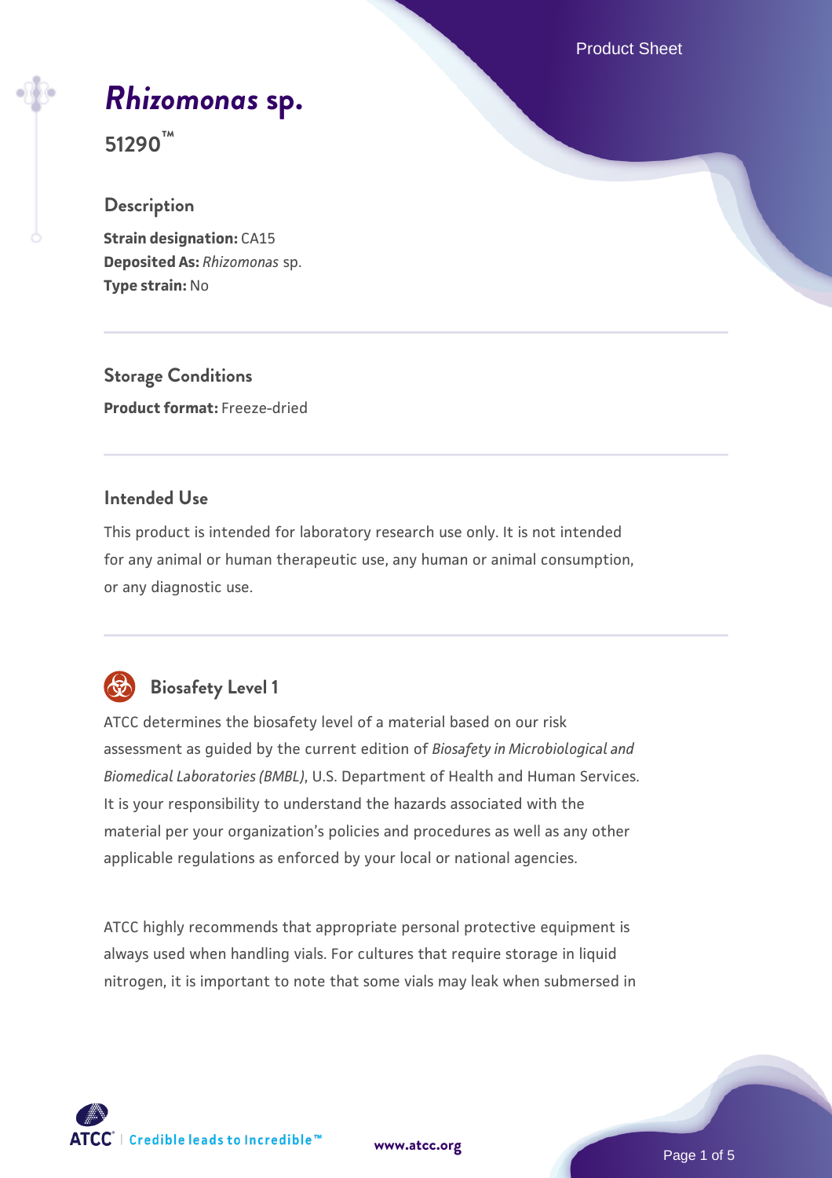# *Rhizomonas* sp.

**51290™**

## Description

**Strain designation:** CA15
**Deposited As:** *Rhizomonas* sp.
**Type strain:** No

## Storage Conditions

**Product format:** Freeze-dried

## Intended Use

This product is intended for laboratory research use only. It is not intended for any animal or human therapeutic use, any human or animal consumption, or any diagnostic use.

## Biosafety Level 1

ATCC determines the biosafety level of a material based on our risk assessment as guided by the current edition of *Biosafety in Microbiological and Biomedical Laboratories (BMBL)*, U.S. Department of Health and Human Services. It is your responsibility to understand the hazards associated with the material per your organization's policies and procedures as well as any other applicable regulations as enforced by your local or national agencies.

ATCC highly recommends that appropriate personal protective equipment is always used when handling vials. For cultures that require storage in liquid nitrogen, it is important to note that some vials may leak when submersed in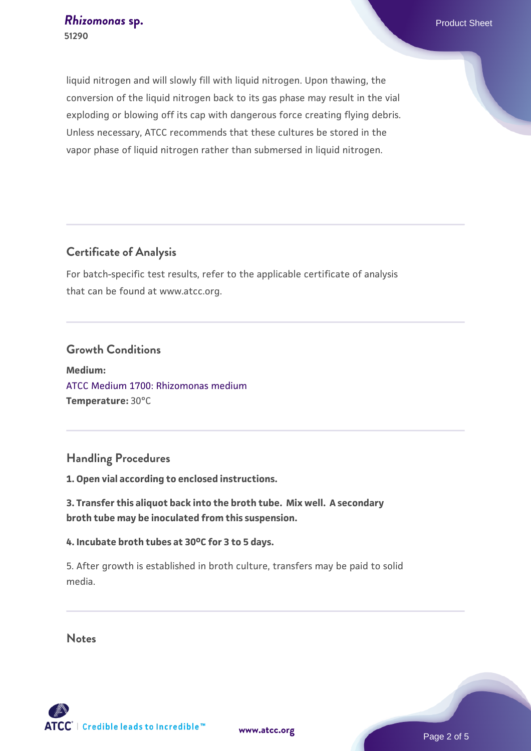liquid nitrogen and will slowly fill with liquid nitrogen. Upon thawing, the conversion of the liquid nitrogen back to its gas phase may result in the vial exploding or blowing off its cap with dangerous force creating flying debris. Unless necessary, ATCC recommends that these cultures be stored in the vapor phase of liquid nitrogen rather than submersed in liquid nitrogen.

## Certificate of Analysis

For batch-specific test results, refer to the applicable certificate of analysis that can be found at www.atcc.org.

## Growth Conditions

**Medium:**
ATCC Medium 1700: Rhizomonas medium
**Temperature:** 30°C

## Handling Procedures

**1. Open vial according to enclosed instructions.**

**3. Transfer this aliquot back into the broth tube. Mix well. A secondary broth tube may be inoculated from this suspension.**

**4. Incubate broth tubes at 30°C for 3 to 5 days.**

5. After growth is established in broth culture, transfers may be paid to solid media.

## Notes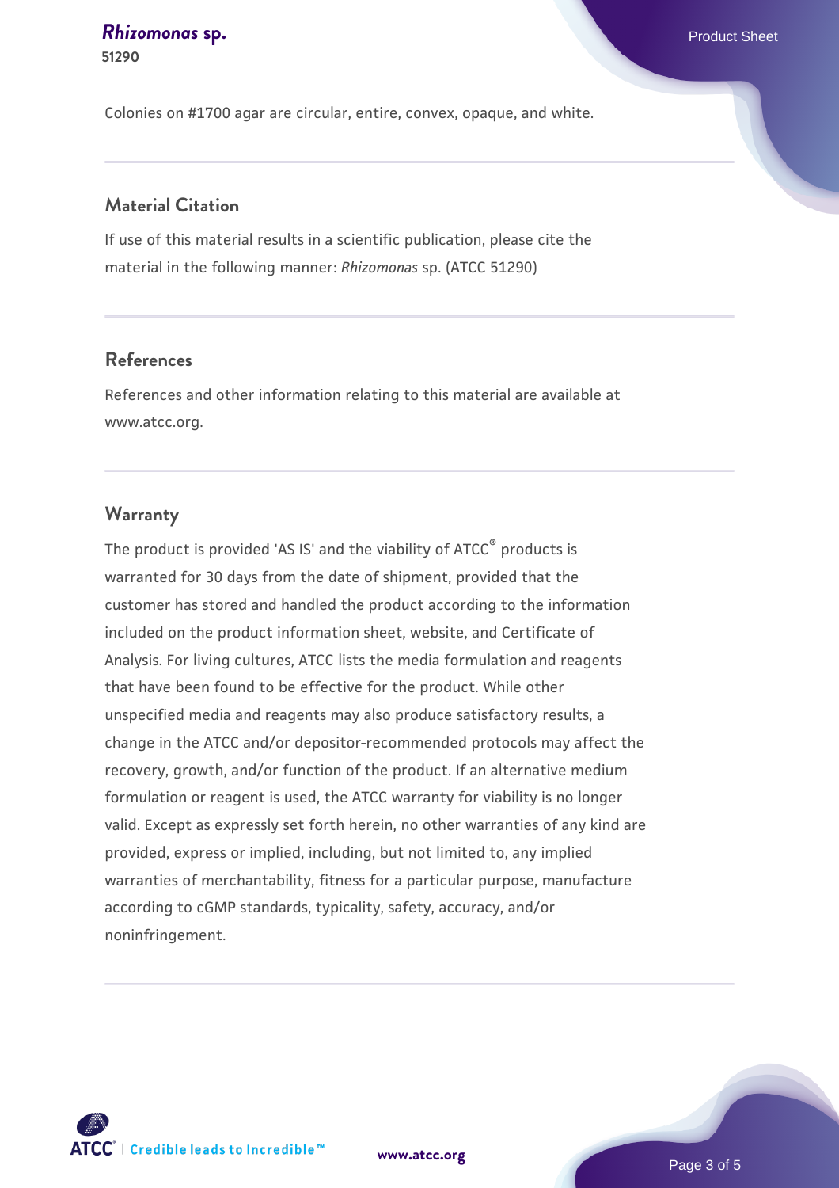Colonies on #1700 agar are circular, entire, convex, opaque, and white.

## Material Citation

If use of this material results in a scientific publication, please cite the material in the following manner: *Rhizomonas* sp. (ATCC 51290)

## References

References and other information relating to this material are available at www.atcc.org.

## Warranty

The product is provided 'AS IS' and the viability of ATCC® products is warranted for 30 days from the date of shipment, provided that the customer has stored and handled the product according to the information included on the product information sheet, website, and Certificate of Analysis. For living cultures, ATCC lists the media formulation and reagents that have been found to be effective for the product. While other unspecified media and reagents may also produce satisfactory results, a change in the ATCC and/or depositor-recommended protocols may affect the recovery, growth, and/or function of the product. If an alternative medium formulation or reagent is used, the ATCC warranty for viability is no longer valid. Except as expressly set forth herein, no other warranties of any kind are provided, express or implied, including, but not limited to, any implied warranties of merchantability, fitness for a particular purpose, manufacture according to cGMP standards, typicality, safety, accuracy, and/or noninfringement.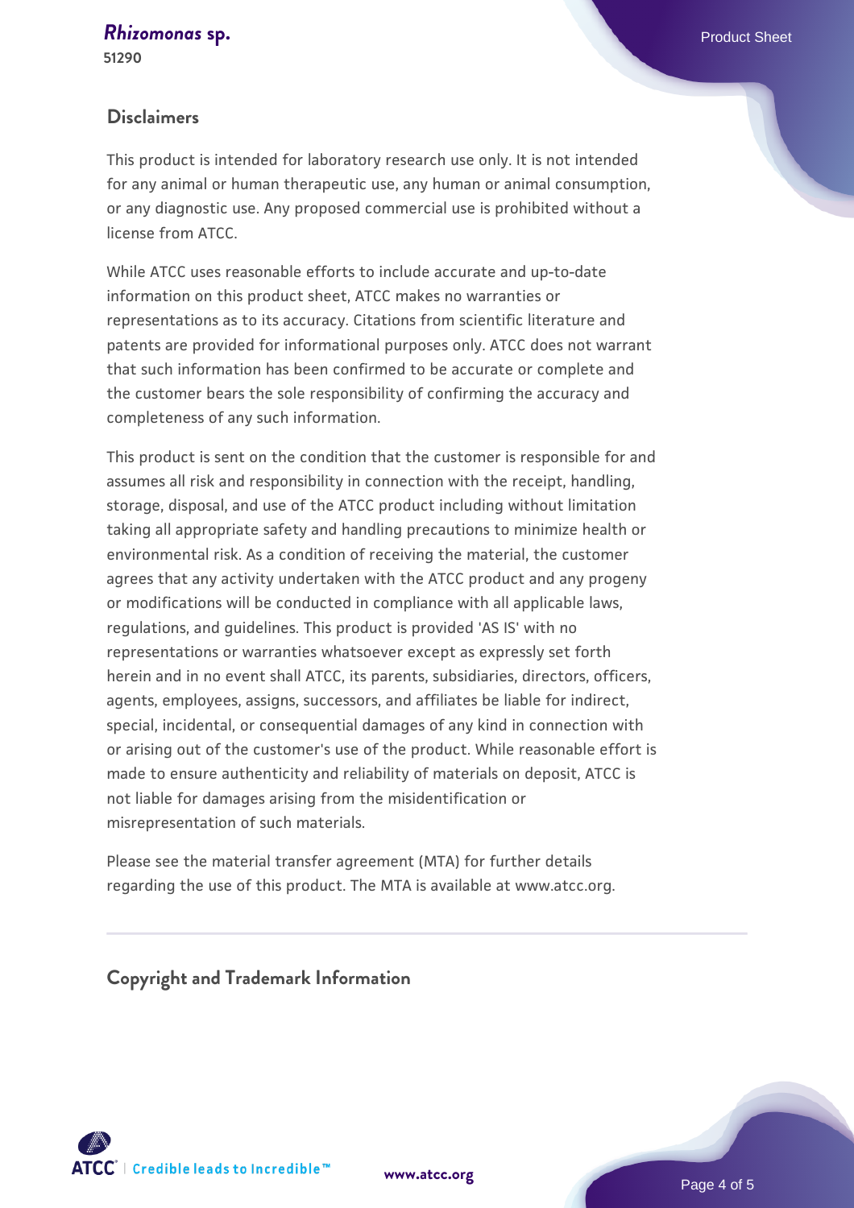## Disclaimers

This product is intended for laboratory research use only. It is not intended for any animal or human therapeutic use, any human or animal consumption, or any diagnostic use. Any proposed commercial use is prohibited without a license from ATCC.

While ATCC uses reasonable efforts to include accurate and up-to-date information on this product sheet, ATCC makes no warranties or representations as to its accuracy. Citations from scientific literature and patents are provided for informational purposes only. ATCC does not warrant that such information has been confirmed to be accurate or complete and the customer bears the sole responsibility of confirming the accuracy and completeness of any such information.

This product is sent on the condition that the customer is responsible for and assumes all risk and responsibility in connection with the receipt, handling, storage, disposal, and use of the ATCC product including without limitation taking all appropriate safety and handling precautions to minimize health or environmental risk. As a condition of receiving the material, the customer agrees that any activity undertaken with the ATCC product and any progeny or modifications will be conducted in compliance with all applicable laws, regulations, and guidelines. This product is provided 'AS IS' with no representations or warranties whatsoever except as expressly set forth herein and in no event shall ATCC, its parents, subsidiaries, directors, officers, agents, employees, assigns, successors, and affiliates be liable for indirect, special, incidental, or consequential damages of any kind in connection with or arising out of the customer's use of the product. While reasonable effort is made to ensure authenticity and reliability of materials on deposit, ATCC is not liable for damages arising from the misidentification or misrepresentation of such materials.

Please see the material transfer agreement (MTA) for further details regarding the use of this product. The MTA is available at www.atcc.org.

## Copyright and Trademark Information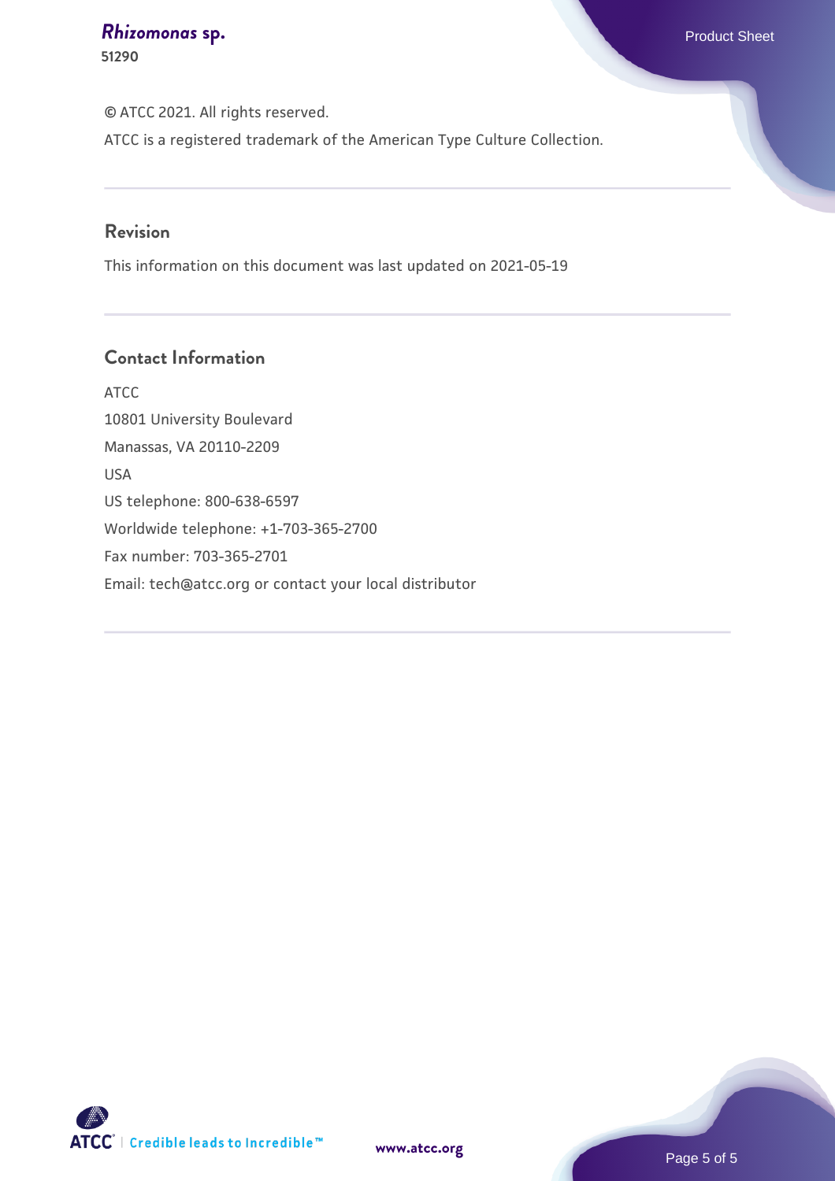© ATCC 2021. All rights reserved.

ATCC is a registered trademark of the American Type Culture Collection.

## Revision

This information on this document was last updated on 2021-05-19

## Contact Information

ATCC
10801 University Boulevard
Manassas, VA 20110-2209
USA
US telephone: 800-638-6597
Worldwide telephone: +1-703-365-2700
Fax number: 703-365-2701
Email: tech@atcc.org or contact your local distributor